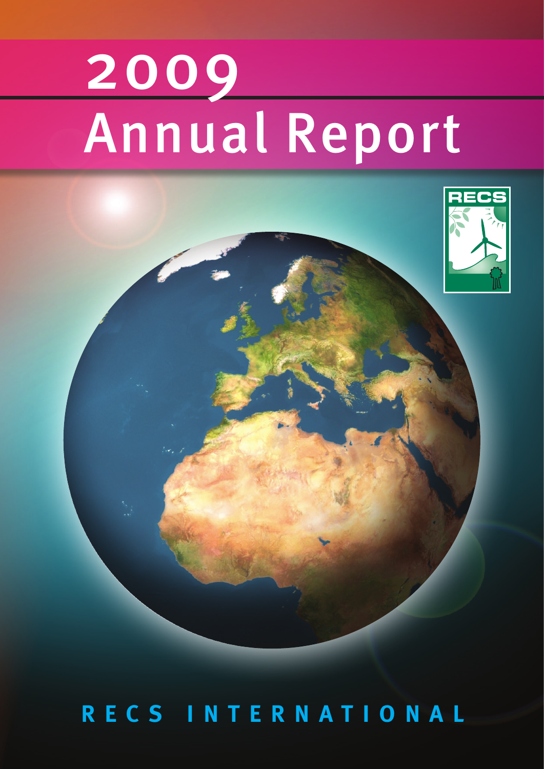# 2009 Annual Report

RECS

RECS INTERNATIONAL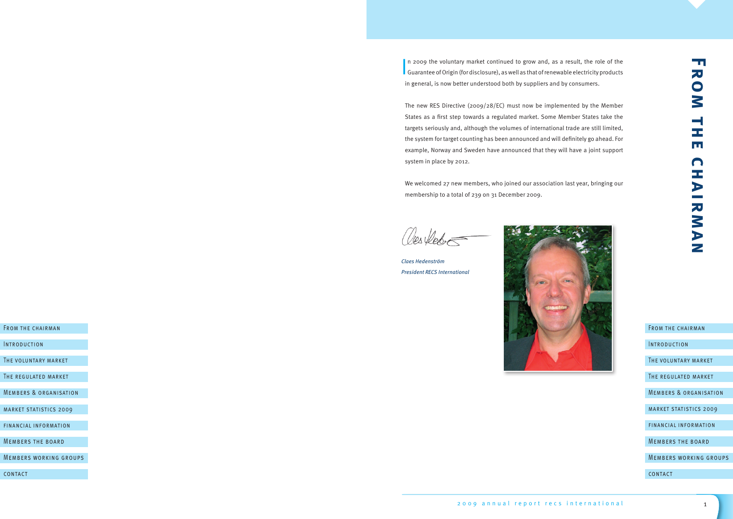# From the chairman

In 2009 the voluntary market continued to grow and, as a result, the role of the Guarantee of Origin (for disclosure), as well as that of renewable electricity products in general, is now better understood both by suppliers and by consumers.

The new RES Directive (2009/28/EC) must now be implemented by the Member States as a first step towards a regulated market. Some Member States take the targets seriously and, although the volumes of international trade are still limited, the system for target counting has been announced and will definitely go ahead. For example, Norway and Sweden have announced that they will have a joint support system in place by 2012.

We welcomed 27 new members, who joined our association last year, bringing our membership to a total of 239 on 31 December 2009.

*Claes Hedenström*
*President RECS International*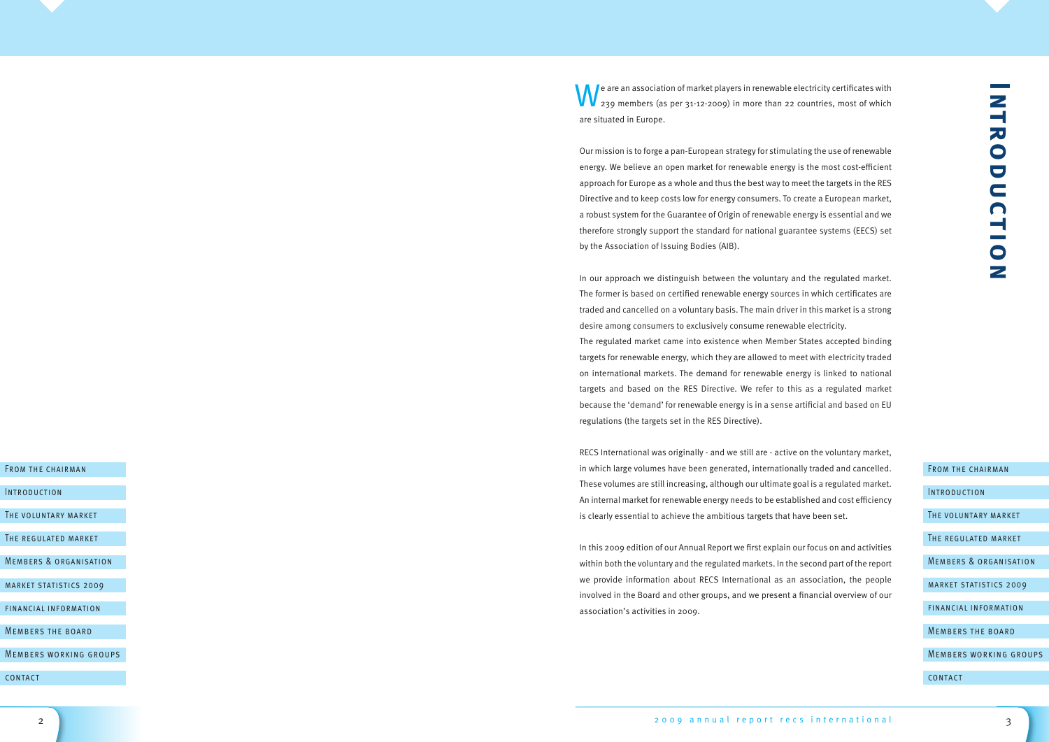# Introduction

We are an association of market players in renewable electricity certificates with 239 members (as per 31-12-2009) in more than 22 countries, most of which are situated in Europe.

Our mission is to forge a pan-European strategy for stimulating the use of renewable energy. We believe an open market for renewable energy is the most cost-efficient approach for Europe as a whole and thus the best way to meet the targets in the RES Directive and to keep costs low for energy consumers. To create a European market, a robust system for the Guarantee of Origin of renewable energy is essential and we therefore strongly support the standard for national guarantee systems (EECS) set by the Association of Issuing Bodies (AIB).

In our approach we distinguish between the voluntary and the regulated market. The former is based on certified renewable energy sources in which certificates are traded and cancelled on a voluntary basis. The main driver in this market is a strong desire among consumers to exclusively consume renewable electricity.
The regulated market came into existence when Member States accepted binding targets for renewable energy, which they are allowed to meet with electricity traded on international markets. The demand for renewable energy is linked to national targets and based on the RES Directive. We refer to this as a regulated market because the 'demand' for renewable energy is in a sense artificial and based on EU regulations (the targets set in the RES Directive).

RECS International was originally - and we still are - active on the voluntary market, in which large volumes have been generated, internationally traded and cancelled. These volumes are still increasing, although our ultimate goal is a regulated market. An internal market for renewable energy needs to be established and cost efficiency is clearly essential to achieve the ambitious targets that have been set.

In this 2009 edition of our Annual Report we first explain our focus on and activities within both the voluntary and the regulated markets. In the second part of the report we provide information about RECS International as an association, the people involved in the Board and other groups, and we present a financial overview of our association's activities in 2009.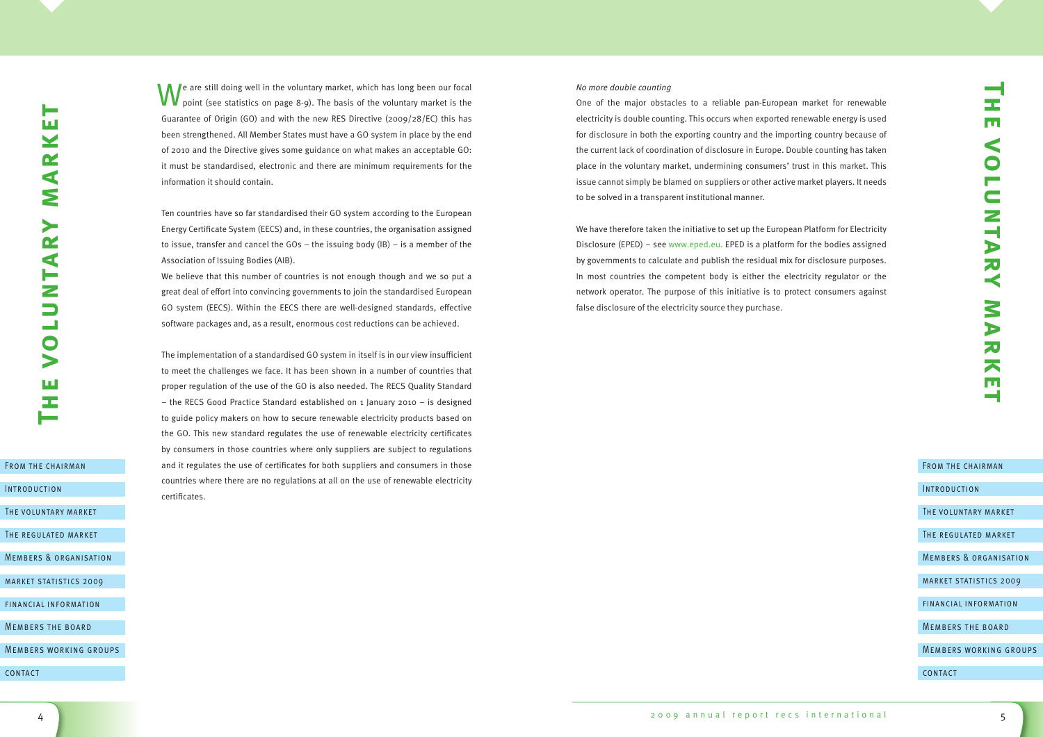# The voluntary market

We are still doing well in the voluntary market, which has long been our focal point (see statistics on page 8-9). The basis of the voluntary market is the Guarantee of Origin (GO) and with the new RES Directive (2009/28/EC) this has been strengthened. All Member States must have a GO system in place by the end of 2010 and the Directive gives some guidance on what makes an acceptable GO: it must be standardised, electronic and there are minimum requirements for the information it should contain.

Ten countries have so far standardised their GO system according to the European Energy Certificate System (EECS) and, in these countries, the organisation assigned to issue, transfer and cancel the GOs – the issuing body (IB) – is a member of the Association of Issuing Bodies (AIB).

We believe that this number of countries is not enough though and we so put a great deal of effort into convincing governments to join the standardised European GO system (EECS). Within the EECS there are well-designed standards, effective software packages and, as a result, enormous cost reductions can be achieved.

The implementation of a standardised GO system in itself is in our view insufficient to meet the challenges we face. It has been shown in a number of countries that proper regulation of the use of the GO is also needed. The RECS Quality Standard – the RECS Good Practice Standard established on 1 January 2010 – is designed to guide policy makers on how to secure renewable electricity products based on the GO. This new standard regulates the use of renewable electricity certificates by consumers in those countries where only suppliers are subject to regulations and it regulates the use of certificates for both suppliers and consumers in those countries where there are no regulations at all on the use of renewable electricity certificates.

*No more double counting*

One of the major obstacles to a reliable pan-European market for renewable electricity is double counting. This occurs when exported renewable energy is used for disclosure in both the exporting country and the importing country because of the current lack of coordination of disclosure in Europe. Double counting has taken place in the voluntary market, undermining consumers' trust in this market. This issue cannot simply be blamed on suppliers or other active market players. It needs to be solved in a transparent institutional manner.

We have therefore taken the initiative to set up the European Platform for Electricity Disclosure (EPED) – see www.eped.eu. EPED is a platform for the bodies assigned by governments to calculate and publish the residual mix for disclosure purposes. In most countries the competent body is either the electricity regulator or the network operator. The purpose of this initiative is to protect consumers against false disclosure of the electricity source they purchase.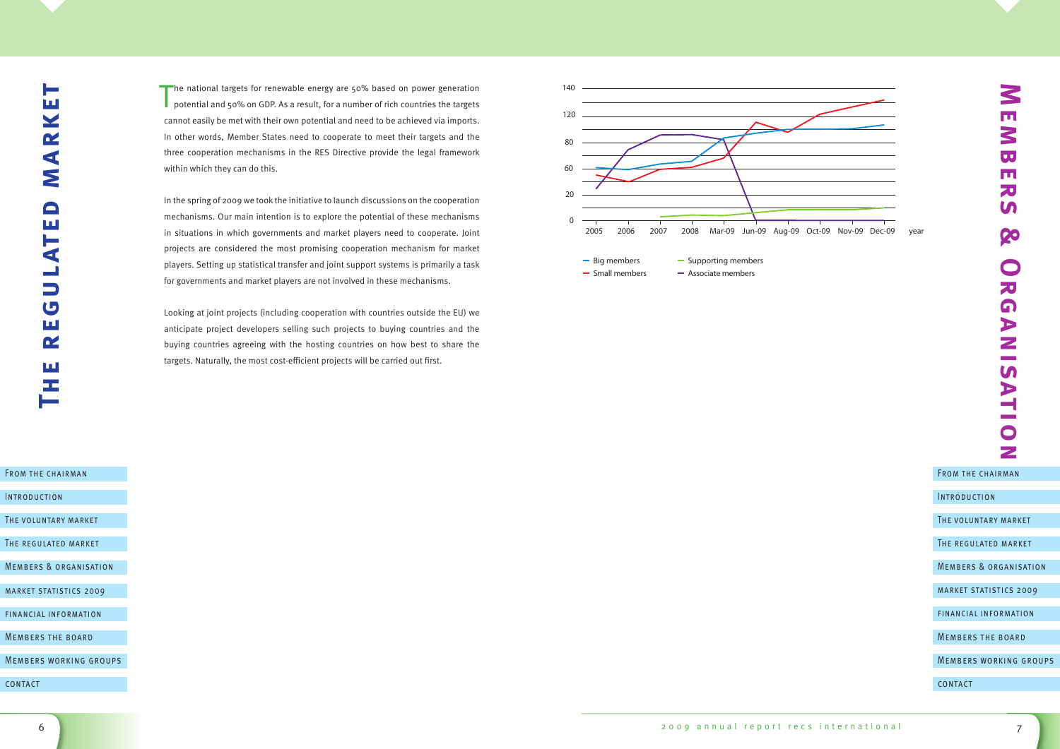# The regulated market

The national targets for renewable energy are 50% based on power generation potential and 50% on GDP. As a result, for a number of rich countries the targets cannot easily be met with their own potential and need to be achieved via imports. In other words, Member States need to cooperate to meet their targets and the three cooperation mechanisms in the RES Directive provide the legal framework within which they can do this.

In the spring of 2009 we took the initiative to launch discussions on the cooperation mechanisms. Our main intention is to explore the potential of these mechanisms in situations in which governments and market players need to cooperate. Joint projects are considered the most promising cooperation mechanism for market players. Setting up statistical transfer and joint support systems is primarily a task for governments and market players are not involved in these mechanisms.

Looking at joint projects (including cooperation with countries outside the EU) we anticipate project developers selling such projects to buying countries and the buying countries agreeing with the hosting countries on how best to share the targets. Naturally, the most cost-efficient projects will be carried out first.

# Members & Organisation

- Big members
- Small members
- Supporting members
- Associate members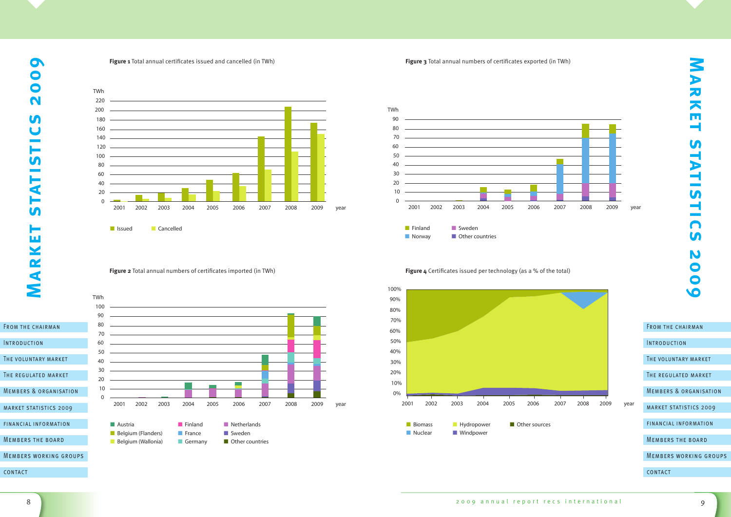# Market statistics 2009

**Figure 1** Total annual certificates issued and cancelled (in TWh)

**Figure 2** Total annual numbers of certificates imported (in TWh)

**Figure 3** Total annual numbers of certificates exported (in TWh)

**Figure 4** Certificates issued per technology (as a % of the total)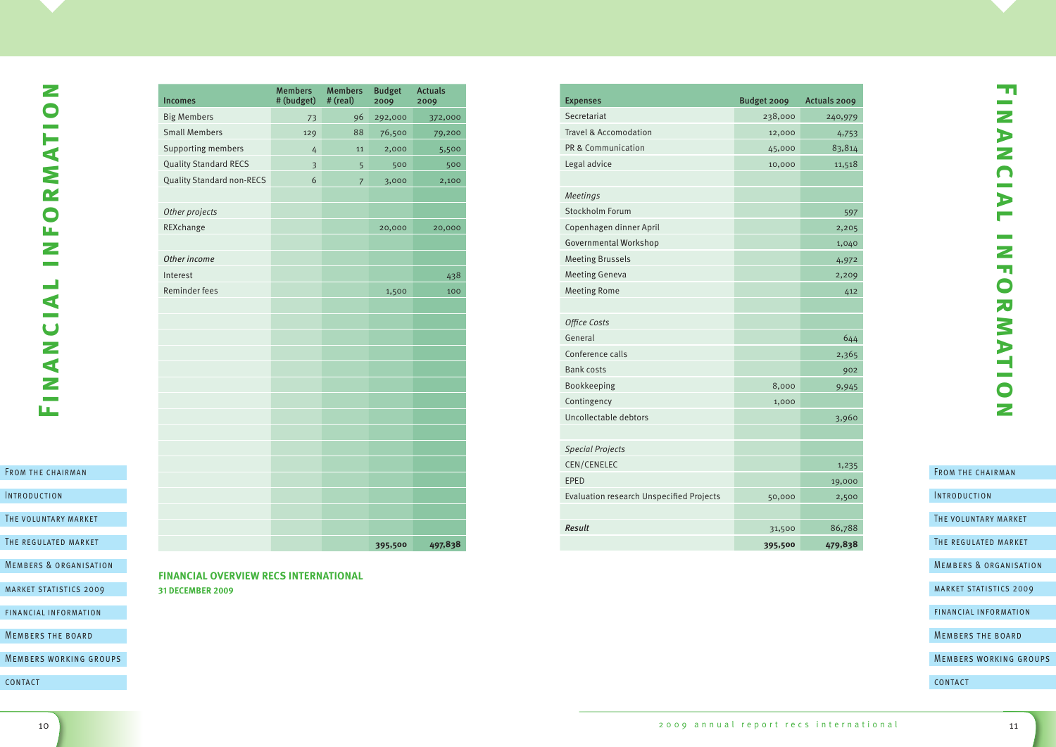# Financial Information

| Incomes | Members # (budget) | Members # (real) | Budget 2009 | Actuals 2009 |
|---|---|---|---|---|
| Big Members | 73 | 96 | 292,000 | 372,000 |
| Small Members | 129 | 88 | 76,500 | 79,200 |
| Supporting members | 4 | 11 | 2,000 | 5,500 |
| Quality Standard RECS | 3 | 5 | 500 | 500 |
| Quality Standard non-RECS | 6 | 7 | 3,000 | 2,100 |
| | | | | |
| *Other projects* | | | | |
| REXchange | | | 20,000 | 20,000 |
| | | | | |
| *Other income* | | | | |
| Interest | | | | 438 |
| Reminder fees | | | 1,500 | 100 |
| | | | **395,500** | **497,838** |

**FINANCIAL OVERVIEW RECS INTERNATIONAL**
**31 DECEMBER 2009**

| Expenses | Budget 2009 | Actuals 2009 |
|---|---|---|
| Secretariat | 238,000 | 240,979 |
| Travel & Accomodation | 12,000 | 4,753 |
| PR & Communication | 45,000 | 83,814 |
| Legal advice | 10,000 | 11,518 |
| | | |
| *Meetings* | | |
| Stockholm Forum | | 597 |
| Copenhagen dinner April | | 2,205 |
| Governmental Workshop | | 1,040 |
| Meeting Brussels | | 4,972 |
| Meeting Geneva | | 2,209 |
| Meeting Rome | | 412 |
| | | |
| *Office Costs* | | |
| General | | 644 |
| Conference calls | | 2,365 |
| Bank costs | | 902 |
| Bookkeeping | 8,000 | 9,945 |
| Contingency | 1,000 | |
| Uncollectable debtors | | 3,960 |
| | | |
| *Special Projects* | | |
| CEN/CENELEC | | 1,235 |
| EPED | | 19,000 |
| Evaluation research Unspecified Projects | 50,000 | 2,500 |
| | | |
| ***Result*** | 31,500 | 86,788 |
| | **395,500** | **479,838** |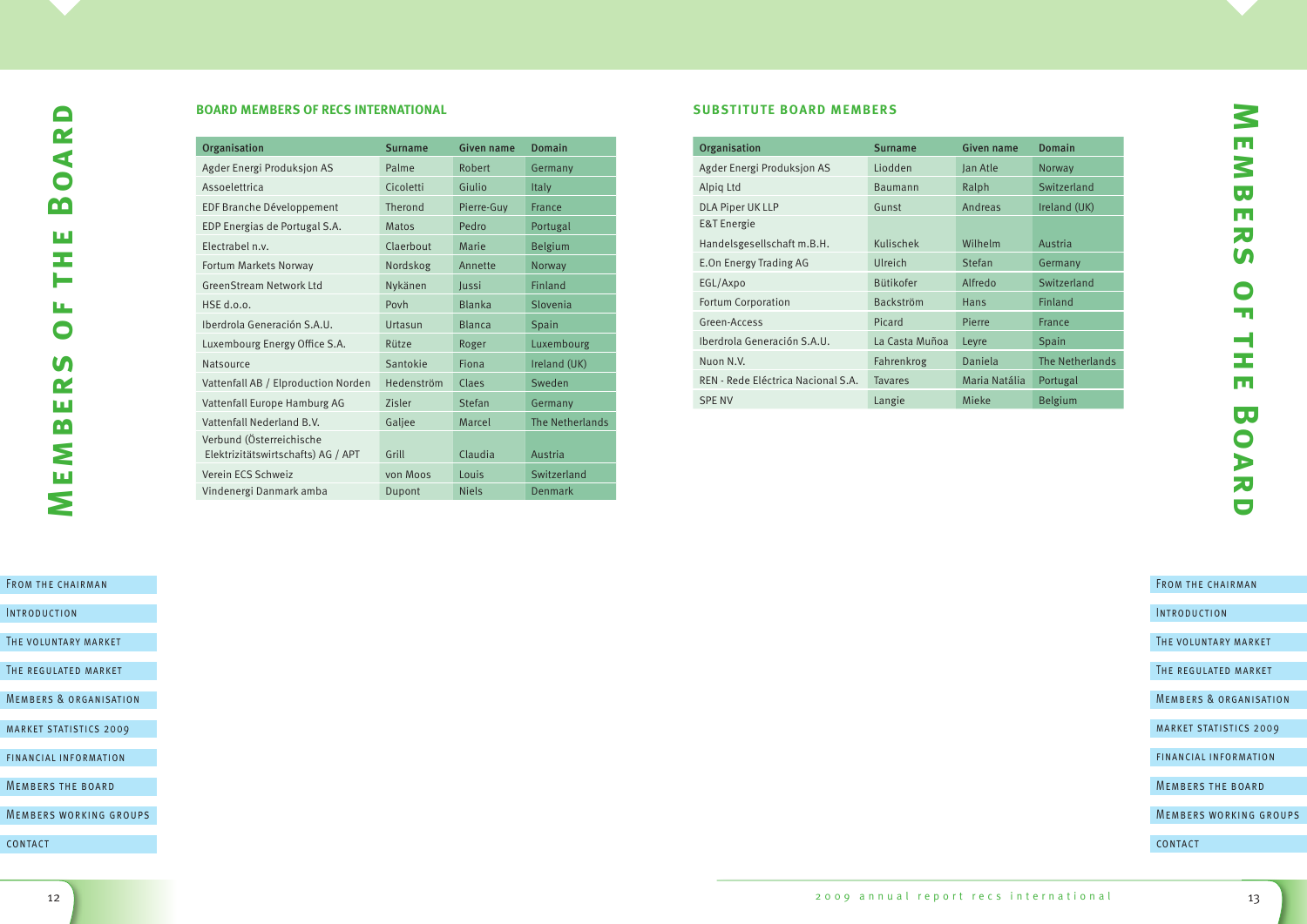# Members of the Board

## BOARD MEMBERS OF RECS INTERNATIONAL

| Organisation | Surname | Given name | Domain |
|---|---|---|---|
| Agder Energi Produksjon AS | Palme | Robert | Germany |
| Assoelettrica | Cicoletti | Giulio | Italy |
| EDF Branche Développement | Therond | Pierre-Guy | France |
| EDP Energias de Portugal S.A. | Matos | Pedro | Portugal |
| Electrabel n.v. | Claerbout | Marie | Belgium |
| Fortum Markets Norway | Nordskog | Annette | Norway |
| GreenStream Network Ltd | Nykänen | Jussi | Finland |
| HSE d.o.o. | Povh | Blanka | Slovenia |
| Iberdrola Generación S.A.U. | Urtasun | Blanca | Spain |
| Luxembourg Energy Office S.A. | Rütze | Roger | Luxembourg |
| Natsource | Santokie | Fiona | Ireland (UK) |
| Vattenfall AB / Elproduction Norden | Hedenström | Claes | Sweden |
| Vattenfall Europe Hamburg AG | Zisler | Stefan | Germany |
| Vattenfall Nederland B.V. | Galjee | Marcel | The Netherlands |
| Verbund (Österreichische Elektrizitätswirtschafts) AG / APT | Grill | Claudia | Austria |
| Verein ECS Schweiz | von Moos | Louis | Switzerland |
| Vindenergi Danmark amba | Dupont | Niels | Denmark |

## SUBSTITUTE BOARD MEMBERS

| Organisation | Surname | Given name | Domain |
|---|---|---|---|
| Agder Energi Produksjon AS | Liodden | Jan Atle | Norway |
| Alpiq Ltd | Baumann | Ralph | Switzerland |
| DLA Piper UK LLP | Gunst | Andreas | Ireland (UK) |
| E&T Energie Handelsgesellschaft m.B.H. | Kulischek | Wilhelm | Austria |
| E.On Energy Trading AG | Ulreich | Stefan | Germany |
| EGL/Axpo | Bütikofer | Alfredo | Switzerland |
| Fortum Corporation | Backström | Hans | Finland |
| Green-Access | Picard | Pierre | France |
| Iberdrola Generación S.A.U. | La Casta Muñoa | Leyre | Spain |
| Nuon N.V. | Fahrenkrog | Daniela | The Netherlands |
| REN - Rede Eléctrica Nacional S.A. | Tavares | Maria Natália | Portugal |
| SPE NV | Langie | Mieke | Belgium |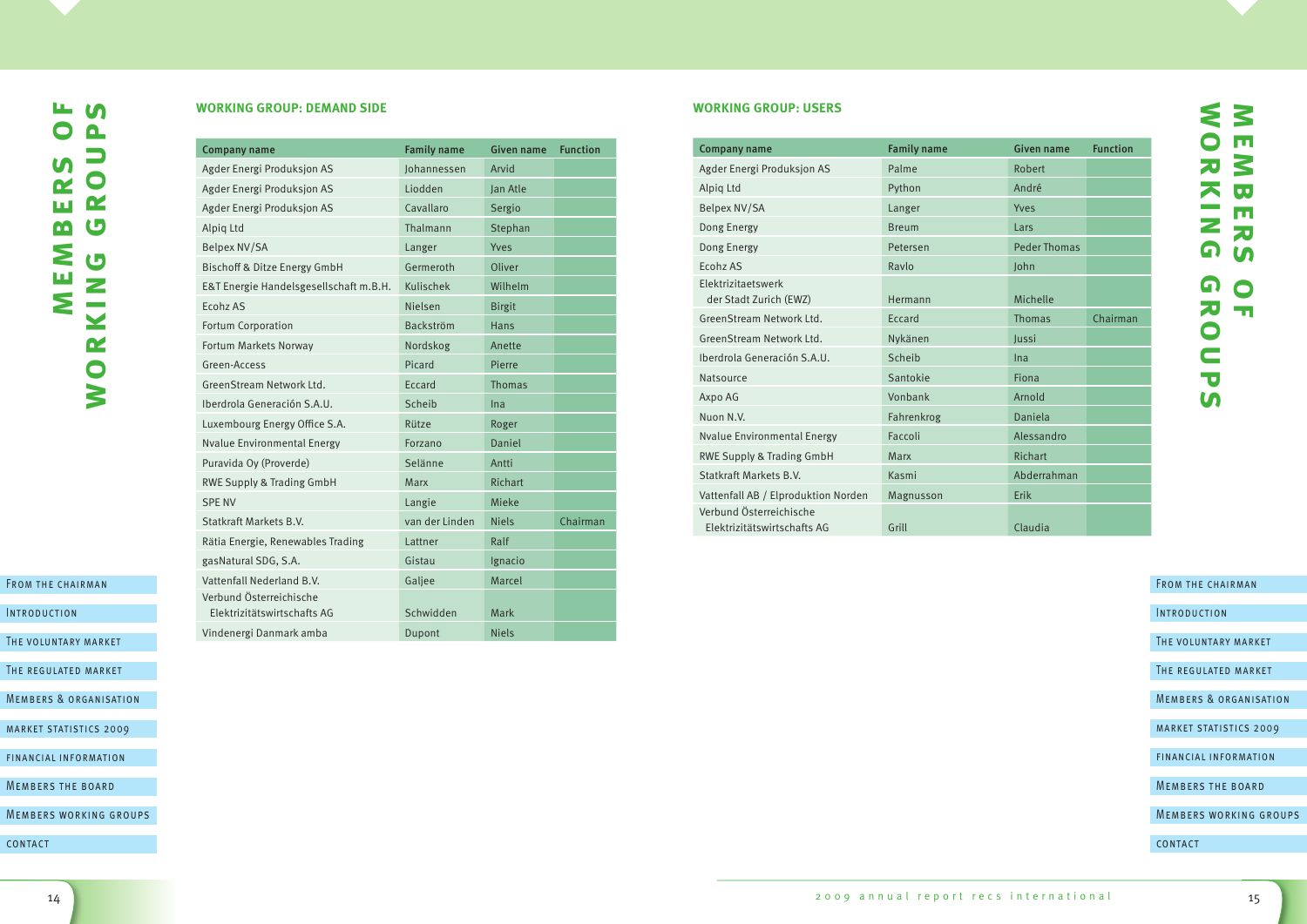# MEMBERS OF WORKING GROUPS

## WORKING GROUP: DEMAND SIDE

| Company name | Family name | Given name | Function |
|---|---|---|---|
| Agder Energi Produksjon AS | Johannessen | Arvid | |
| Agder Energi Produksjon AS | Liodden | Jan Atle | |
| Agder Energi Produksjon AS | Cavallaro | Sergio | |
| Alpiq Ltd | Thalmann | Stephan | |
| Belpex NV/SA | Langer | Yves | |
| Bischoff & Ditze Energy GmbH | Germeroth | Oliver | |
| E&T Energie Handelsgesellschaft m.B.H. | Kulischek | Wilhelm | |
| Ecohz AS | Nielsen | Birgit | |
| Fortum Corporation | Backström | Hans | |
| Fortum Markets Norway | Nordskog | Anette | |
| Green-Access | Picard | Pierre | |
| GreenStream Network Ltd. | Eccard | Thomas | |
| Iberdrola Generación S.A.U. | Scheib | Ina | |
| Luxembourg Energy Office S.A. | Rütze | Roger | |
| Nvalue Environmental Energy | Forzano | Daniel | |
| Puravida Oy (Proverde) | Selänne | Antti | |
| RWE Supply & Trading GmbH | Marx | Richart | |
| SPE NV | Langie | Mieke | |
| Statkraft Markets B.V. | van der Linden | Niels | Chairman |
| Rätia Energie, Renewables Trading | Lattner | Ralf | |
| gasNatural SDG, S.A. | Gistau | Ignacio | |
| Vattenfall Nederland B.V. | Galjee | Marcel | |
| Verbund Österreichische Elektrizitätswirtschafts AG | Schwidden | Mark | |
| Vindenergi Danmark amba | Dupont | Niels | |

## WORKING GROUP: USERS

| Company name | Family name | Given name | Function |
|---|---|---|---|
| Agder Energi Produksjon AS | Palme | Robert | |
| Alpiq Ltd | Python | André | |
| Belpex NV/SA | Langer | Yves | |
| Dong Energy | Breum | Lars | |
| Dong Energy | Petersen | Peder Thomas | |
| Ecohz AS | Ravlo | John | |
| Elektrizitaetswerk der Stadt Zurich (EWZ) | Hermann | Michelle | |
| GreenStream Network Ltd. | Eccard | Thomas | Chairman |
| GreenStream Network Ltd. | Nykänen | Jussi | |
| Iberdrola Generación S.A.U. | Scheib | Ina | |
| Natsource | Santokie | Fiona | |
| Axpo AG | Vonbank | Arnold | |
| Nuon N.V. | Fahrenkrog | Daniela | |
| Nvalue Environmental Energy | Faccoli | Alessandro | |
| RWE Supply & Trading GmbH | Marx | Richart | |
| Statkraft Markets B.V. | Kasmi | Abderrahman | |
| Vattenfall AB / Elproduktion Norden | Magnusson | Erik | |
| Verbund Österreichische Elektrizitätswirtschafts AG | Grill | Claudia | |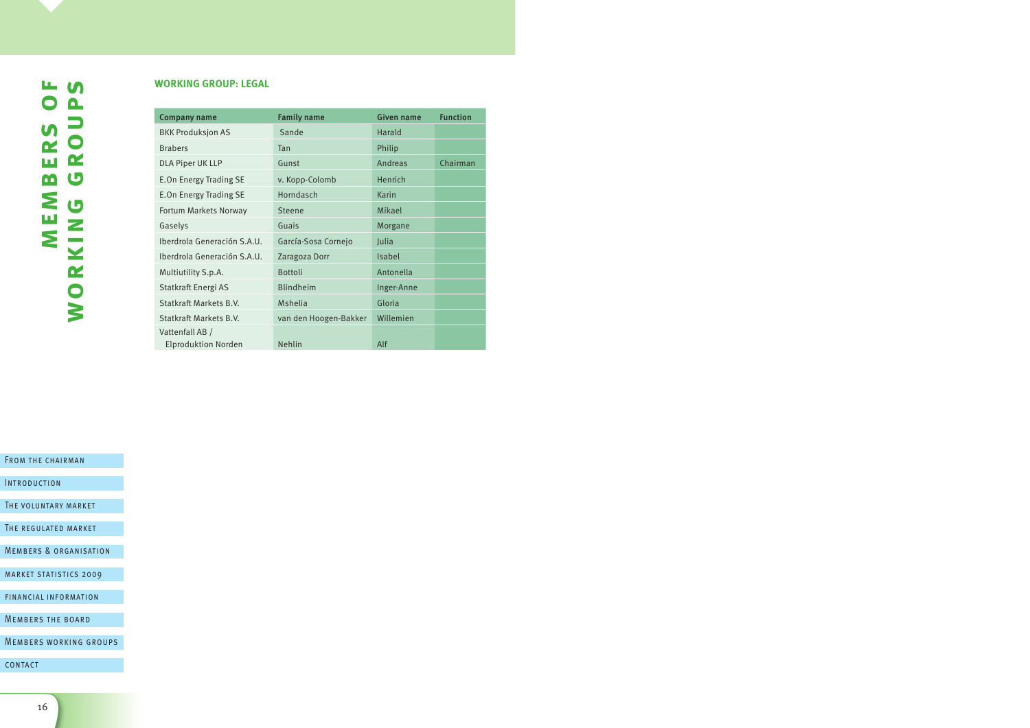# MEMBERS OF WORKING GROUPS

## WORKING GROUP: LEGAL

| Company name | Family name | Given name | Function |
|---|---|---|---|
| BKK Produksjon AS | Sande | Harald | |
| Brabers | Tan | Philip | |
| DLA Piper UK LLP | Gunst | Andreas | Chairman |
| E.On Energy Trading SE | v. Kopp-Colomb | Henrich | |
| E.On Energy Trading SE | Horndasch | Karin | |
| Fortum Markets Norway | Steene | Mikael | |
| Gaselys | Guais | Morgane | |
| Iberdrola Generación S.A.U. | García-Sosa Cornejo | Julia | |
| Iberdrola Generación S.A.U. | Zaragoza Dorr | Isabel | |
| Multiutility S.p.A. | Bottoli | Antonella | |
| Statkraft Energi AS | Blindheim | Inger-Anne | |
| Statkraft Markets B.V. | Mshelia | Gloria | |
| Statkraft Markets B.V. | van den Hoogen-Bakker | Willemien | |
| Vattenfall AB / Elproduktion Norden | Nehlin | Alf | |

- From the chairman
- Introduction
- The voluntary market
- The regulated market
- Members & organisation
- Market statistics 2009
- Financial information
- Members the board
- Members working groups
- Contact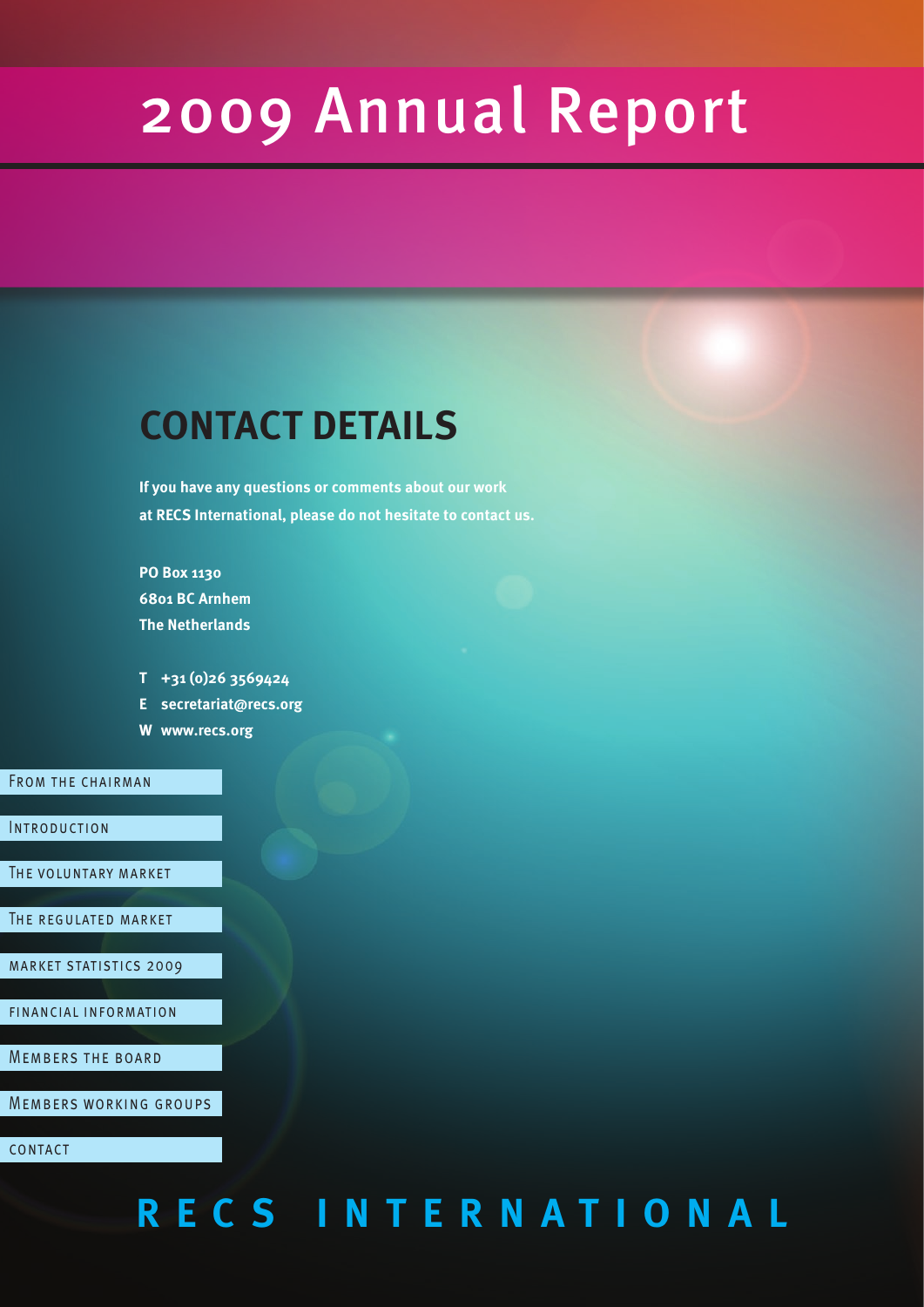# 2009 Annual Report

## CONTACT DETAILS

**If you have any questions or comments about our work at RECS International, please do not hesitate to contact us.**

**PO Box 1130**
**6801 BC Arnhem**
**The Netherlands**

**T +31 (0)26 3569424**
**E secretariat@recs.org**
**W www.recs.org**

- From the Chairman
- Introduction
- The voluntary market
- The regulated market
- market statistics 2009
- financial information
- Members the Board
- Members working groups
- contact

**RECS INTERNATIONAL**